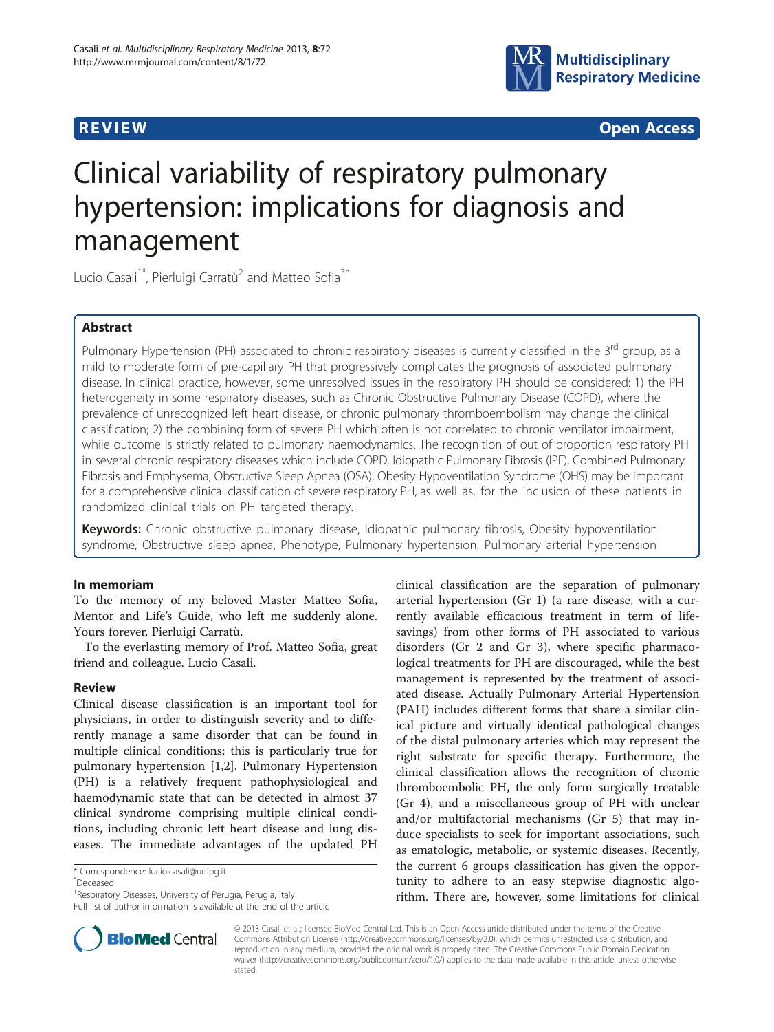**REVIEW** **Open Access**

# Clinical variability of respiratory pulmonary hypertension: implications for diagnosis and management

Lucio Casali[1*], Pierluigi Carratù[2] and Matteo Sofia[3^]

## Abstract

Pulmonary Hypertension (PH) associated to chronic respiratory diseases is currently classified in the 3rd group, as a mild to moderate form of pre-capillary PH that progressively complicates the prognosis of associated pulmonary disease. In clinical practice, however, some unresolved issues in the respiratory PH should be considered: 1) the PH heterogeneity in some respiratory diseases, such as Chronic Obstructive Pulmonary Disease (COPD), where the prevalence of unrecognized left heart disease, or chronic pulmonary thromboembolism may change the clinical classification; 2) the combining form of severe PH which often is not correlated to chronic ventilator impairment, while outcome is strictly related to pulmonary haemodynamics. The recognition of out of proportion respiratory PH in several chronic respiratory diseases which include COPD, Idiopathic Pulmonary Fibrosis (IPF), Combined Pulmonary Fibrosis and Emphysema, Obstructive Sleep Apnea (OSA), Obesity Hypoventilation Syndrome (OHS) may be important for a comprehensive clinical classification of severe respiratory PH, as well as, for the inclusion of these patients in randomized clinical trials on PH targeted therapy.

**Keywords:** Chronic obstructive pulmonary disease, Idiopathic pulmonary fibrosis, Obesity hypoventilation syndrome, Obstructive sleep apnea, Phenotype, Pulmonary hypertension, Pulmonary arterial hypertension

## In memoriam

To the memory of my beloved Master Matteo Sofia, Mentor and Life's Guide, who left me suddenly alone. Yours forever, Pierluigi Carratù.

To the everlasting memory of Prof. Matteo Sofia, great friend and colleague. Lucio Casali.

## Review

Clinical disease classification is an important tool for physicians, in order to distinguish severity and to differently manage a same disorder that can be found in multiple clinical conditions; this is particularly true for pulmonary hypertension [1,2]. Pulmonary Hypertension (PH) is a relatively frequent pathophysiological and haemodynamic state that can be detected in almost 37 clinical syndrome comprising multiple clinical conditions, including chronic left heart disease and lung diseases. The immediate advantages of the updated PH clinical classification are the separation of pulmonary arterial hypertension (Gr 1) (a rare disease, with a currently available efficacious treatment in term of life-savings) from other forms of PH associated to various disorders (Gr 2 and Gr 3), where specific pharmacological treatments for PH are discouraged, while the best management is represented by the treatment of associated disease. Actually Pulmonary Arterial Hypertension (PAH) includes different forms that share a similar clinical picture and virtually identical pathological changes of the distal pulmonary arteries which may represent the right substrate for specific therapy. Furthermore, the clinical classification allows the recognition of chronic thromboembolic PH, the only form surgically treatable (Gr 4), and a miscellaneous group of PH with unclear and/or multifactorial mechanisms (Gr 5) that may induce specialists to seek for important associations, such as ematologic, metabolic, or systemic diseases. Recently, the current 6 groups classification has given the opportunity to adhere to an easy stepwise diagnostic algorithm. There are, however, some limitations for clinical

\* Correspondence: lucio.casali@unipg.it
^Deceased
[1]Respiratory Diseases, University of Perugia, Perugia, Italy
Full list of author information is available at the end of the article

© 2013 Casali et al.; licensee BioMed Central Ltd. This is an Open Access article distributed under the terms of the Creative Commons Attribution License (http://creativecommons.org/licenses/by/2.0), which permits unrestricted use, distribution, and reproduction in any medium, provided the original work is properly cited. The Creative Commons Public Domain Dedication waiver (http://creativecommons.org/publicdomain/zero/1.0/) applies to the data made available in this article, unless otherwise stated.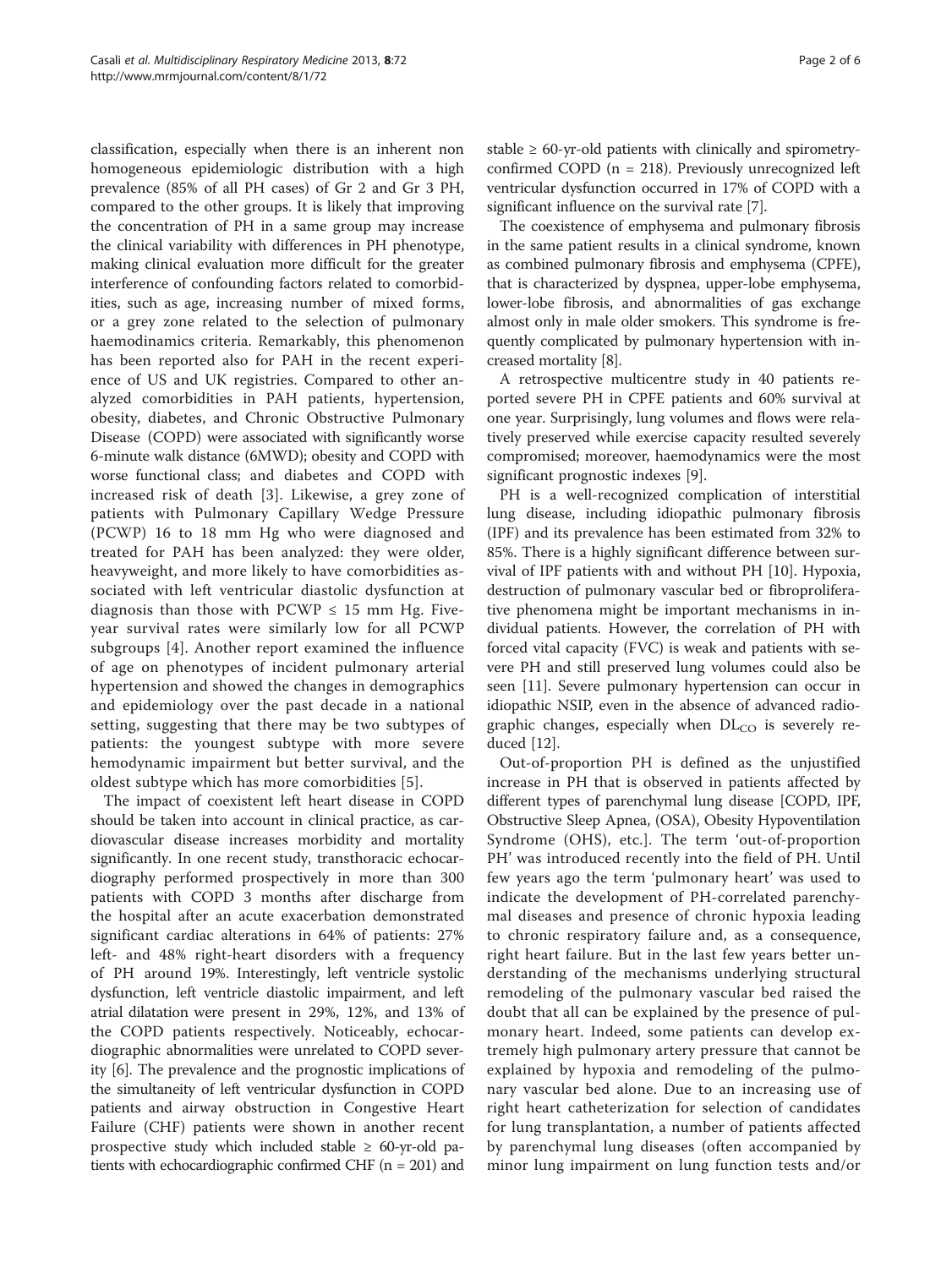classification, especially when there is an inherent non homogeneous epidemiologic distribution with a high prevalence (85% of all PH cases) of Gr 2 and Gr 3 PH, compared to the other groups. It is likely that improving the concentration of PH in a same group may increase the clinical variability with differences in PH phenotype, making clinical evaluation more difficult for the greater interference of confounding factors related to comorbidities, such as age, increasing number of mixed forms, or a grey zone related to the selection of pulmonary haemodinamics criteria. Remarkably, this phenomenon has been reported also for PAH in the recent experience of US and UK registries. Compared to other analyzed comorbidities in PAH patients, hypertension, obesity, diabetes, and Chronic Obstructive Pulmonary Disease (COPD) were associated with significantly worse 6-minute walk distance (6MWD); obesity and COPD with worse functional class; and diabetes and COPD with increased risk of death [3]. Likewise, a grey zone of patients with Pulmonary Capillary Wedge Pressure (PCWP) 16 to 18 mm Hg who were diagnosed and treated for PAH has been analyzed: they were older, heavyweight, and more likely to have comorbidities associated with left ventricular diastolic dysfunction at diagnosis than those with PCWP ≤ 15 mm Hg. Five-year survival rates were similarly low for all PCWP subgroups [4]. Another report examined the influence of age on phenotypes of incident pulmonary arterial hypertension and showed the changes in demographics and epidemiology over the past decade in a national setting, suggesting that there may be two subtypes of patients: the youngest subtype with more severe hemodynamic impairment but better survival, and the oldest subtype which has more comorbidities [5].

The impact of coexistent left heart disease in COPD should be taken into account in clinical practice, as cardiovascular disease increases morbidity and mortality significantly. In one recent study, transthoracic echocardiography performed prospectively in more than 300 patients with COPD 3 months after discharge from the hospital after an acute exacerbation demonstrated significant cardiac alterations in 64% of patients: 27% left- and 48% right-heart disorders with a frequency of PH around 19%. Interestingly, left ventricle systolic dysfunction, left ventricle diastolic impairment, and left atrial dilatation were present in 29%, 12%, and 13% of the COPD patients respectively. Noticeably, echocardiographic abnormalities were unrelated to COPD severity [6]. The prevalence and the prognostic implications of the simultaneity of left ventricular dysfunction in COPD patients and airway obstruction in Congestive Heart Failure (CHF) patients were shown in another recent prospective study which included stable ≥ 60-yr-old patients with echocardiographic confirmed CHF (n = 201) and stable ≥ 60-yr-old patients with clinically and spirometry-confirmed COPD (n = 218). Previously unrecognized left ventricular dysfunction occurred in 17% of COPD with a significant influence on the survival rate [7].

The coexistence of emphysema and pulmonary fibrosis in the same patient results in a clinical syndrome, known as combined pulmonary fibrosis and emphysema (CPFE), that is characterized by dyspnea, upper-lobe emphysema, lower-lobe fibrosis, and abnormalities of gas exchange almost only in male older smokers. This syndrome is frequently complicated by pulmonary hypertension with increased mortality [8].

A retrospective multicentre study in 40 patients reported severe PH in CPFE patients and 60% survival at one year. Surprisingly, lung volumes and flows were relatively preserved while exercise capacity resulted severely compromised; moreover, haemodynamics were the most significant prognostic indexes [9].

PH is a well-recognized complication of interstitial lung disease, including idiopathic pulmonary fibrosis (IPF) and its prevalence has been estimated from 32% to 85%. There is a highly significant difference between survival of IPF patients with and without PH [10]. Hypoxia, destruction of pulmonary vascular bed or fibroproliferative phenomena might be important mechanisms in individual patients. However, the correlation of PH with forced vital capacity (FVC) is weak and patients with severe PH and still preserved lung volumes could also be seen [11]. Severe pulmonary hypertension can occur in idiopathic NSIP, even in the absence of advanced radiographic changes, especially when $DL_{CO}$ is severely reduced [12].

Out-of-proportion PH is defined as the unjustified increase in PH that is observed in patients affected by different types of parenchymal lung disease [COPD, IPF, Obstructive Sleep Apnea, (OSA), Obesity Hypoventilation Syndrome (OHS), etc.]. The term 'out-of-proportion PH' was introduced recently into the field of PH. Until few years ago the term 'pulmonary heart' was used to indicate the development of PH-correlated parenchymal diseases and presence of chronic hypoxia leading to chronic respiratory failure and, as a consequence, right heart failure. But in the last few years better understanding of the mechanisms underlying structural remodeling of the pulmonary vascular bed raised the doubt that all can be explained by the presence of pulmonary heart. Indeed, some patients can develop extremely high pulmonary artery pressure that cannot be explained by hypoxia and remodeling of the pulmonary vascular bed alone. Due to an increasing use of right heart catheterization for selection of candidates for lung transplantation, a number of patients affected by parenchymal lung diseases (often accompanied by minor lung impairment on lung function tests and/or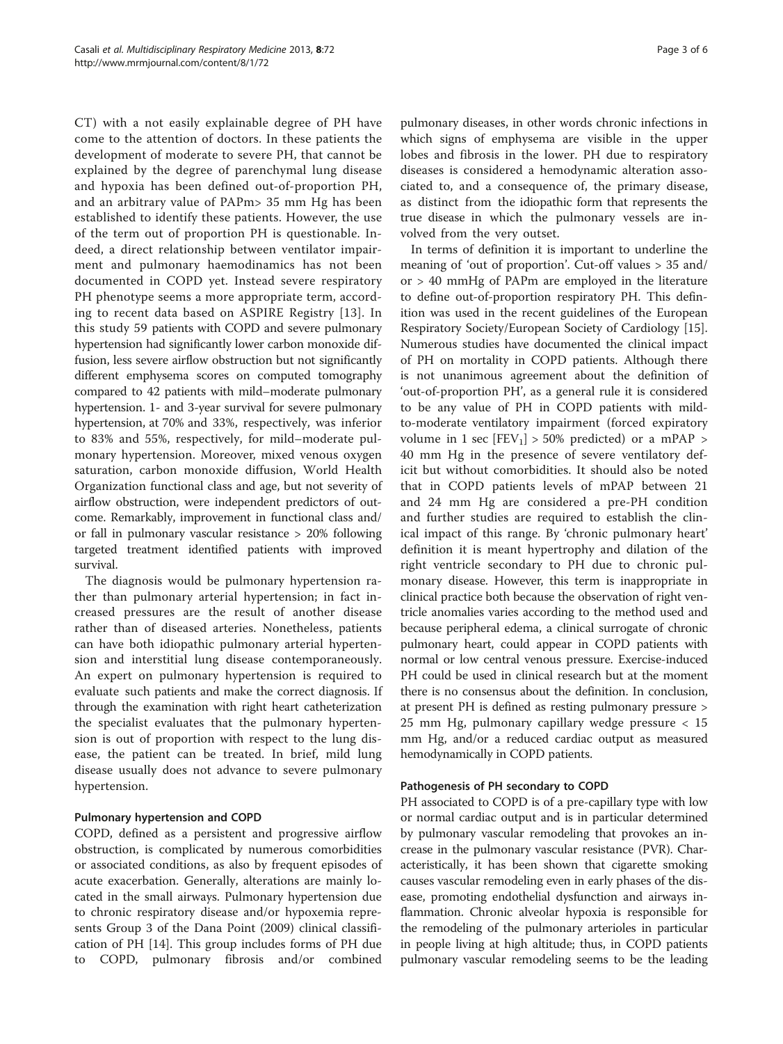CT) with a not easily explainable degree of PH have come to the attention of doctors. In these patients the development of moderate to severe PH, that cannot be explained by the degree of parenchymal lung disease and hypoxia has been defined out-of-proportion PH, and an arbitrary value of PAPm> 35 mm Hg has been established to identify these patients. However, the use of the term out of proportion PH is questionable. Indeed, a direct relationship between ventilator impairment and pulmonary haemodinamics has not been documented in COPD yet. Instead severe respiratory PH phenotype seems a more appropriate term, according to recent data based on ASPIRE Registry [13]. In this study 59 patients with COPD and severe pulmonary hypertension had significantly lower carbon monoxide diffusion, less severe airflow obstruction but not significantly different emphysema scores on computed tomography compared to 42 patients with mild–moderate pulmonary hypertension. 1- and 3-year survival for severe pulmonary hypertension, at 70% and 33%, respectively, was inferior to 83% and 55%, respectively, for mild–moderate pulmonary hypertension. Moreover, mixed venous oxygen saturation, carbon monoxide diffusion, World Health Organization functional class and age, but not severity of airflow obstruction, were independent predictors of outcome. Remarkably, improvement in functional class and/or fall in pulmonary vascular resistance > 20% following targeted treatment identified patients with improved survival.

The diagnosis would be pulmonary hypertension rather than pulmonary arterial hypertension; in fact increased pressures are the result of another disease rather than of diseased arteries. Nonetheless, patients can have both idiopathic pulmonary arterial hypertension and interstitial lung disease contemporaneously. An expert on pulmonary hypertension is required to evaluate such patients and make the correct diagnosis. If through the examination with right heart catheterization the specialist evaluates that the pulmonary hypertension is out of proportion with respect to the lung disease, the patient can be treated. In brief, mild lung disease usually does not advance to severe pulmonary hypertension.

## Pulmonary hypertension and COPD

COPD, defined as a persistent and progressive airflow obstruction, is complicated by numerous comorbidities or associated conditions, as also by frequent episodes of acute exacerbation. Generally, alterations are mainly located in the small airways. Pulmonary hypertension due to chronic respiratory disease and/or hypoxemia represents Group 3 of the Dana Point (2009) clinical classification of PH [14]. This group includes forms of PH due to COPD, pulmonary fibrosis and/or combined pulmonary diseases, in other words chronic infections in which signs of emphysema are visible in the upper lobes and fibrosis in the lower. PH due to respiratory diseases is considered a hemodynamic alteration associated to, and a consequence of, the primary disease, as distinct from the idiopathic form that represents the true disease in which the pulmonary vessels are involved from the very outset.

In terms of definition it is important to underline the meaning of 'out of proportion'. Cut-off values > 35 and/or > 40 mmHg of PAPm are employed in the literature to define out-of-proportion respiratory PH. This definition was used in the recent guidelines of the European Respiratory Society/European Society of Cardiology [15]. Numerous studies have documented the clinical impact of PH on mortality in COPD patients. Although there is not unanimous agreement about the definition of 'out-of-proportion PH', as a general rule it is considered to be any value of PH in COPD patients with mild-to-moderate ventilatory impairment (forced expiratory volume in 1 sec [$FEV_1$] > 50% predicted) or a mPAP > 40 mm Hg in the presence of severe ventilatory deficit but without comorbidities. It should also be noted that in COPD patients levels of mPAP between 21 and 24 mm Hg are considered a pre-PH condition and further studies are required to establish the clinical impact of this range. By 'chronic pulmonary heart' definition it is meant hypertrophy and dilation of the right ventricle secondary to PH due to chronic pulmonary disease. However, this term is inappropriate in clinical practice both because the observation of right ventricle anomalies varies according to the method used and because peripheral edema, a clinical surrogate of chronic pulmonary heart, could appear in COPD patients with normal or low central venous pressure. Exercise-induced PH could be used in clinical research but at the moment there is no consensus about the definition. In conclusion, at present PH is defined as resting pulmonary pressure > 25 mm Hg, pulmonary capillary wedge pressure < 15 mm Hg, and/or a reduced cardiac output as measured hemodynamically in COPD patients.

## Pathogenesis of PH secondary to COPD

PH associated to COPD is of a pre-capillary type with low or normal cardiac output and is in particular determined by pulmonary vascular remodeling that provokes an increase in the pulmonary vascular resistance (PVR). Characteristically, it has been shown that cigarette smoking causes vascular remodeling even in early phases of the disease, promoting endothelial dysfunction and airways inflammation. Chronic alveolar hypoxia is responsible for the remodeling of the pulmonary arterioles in particular in people living at high altitude; thus, in COPD patients pulmonary vascular remodeling seems to be the leading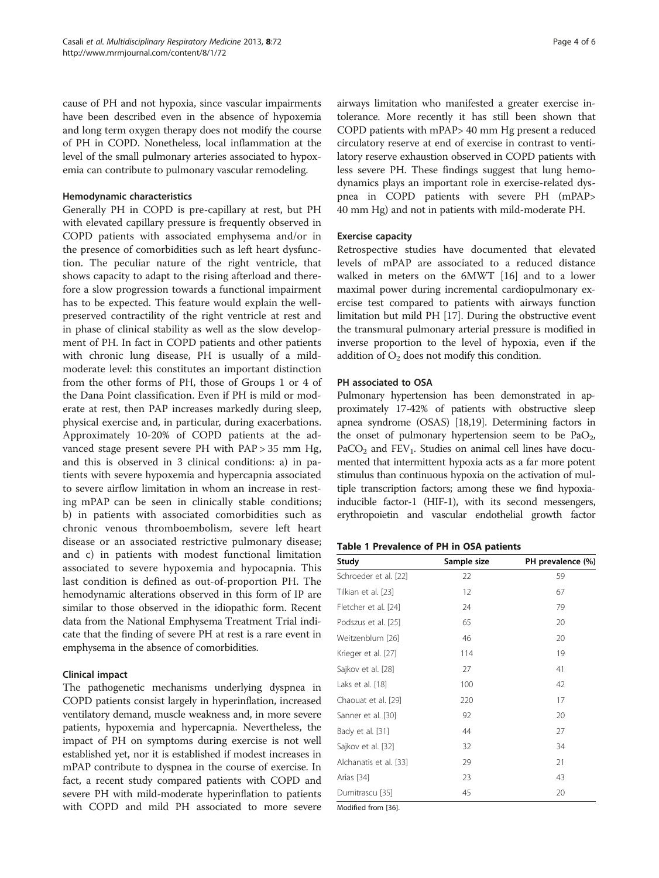cause of PH and not hypoxia, since vascular impairments have been described even in the absence of hypoxemia and long term oxygen therapy does not modify the course of PH in COPD. Nonetheless, local inflammation at the level of the small pulmonary arteries associated to hypoxemia can contribute to pulmonary vascular remodeling.

### Hemodynamic characteristics

Generally PH in COPD is pre-capillary at rest, but PH with elevated capillary pressure is frequently observed in COPD patients with associated emphysema and/or in the presence of comorbidities such as left heart dysfunction. The peculiar nature of the right ventricle, that shows capacity to adapt to the rising afterload and therefore a slow progression towards a functional impairment has to be expected. This feature would explain the well-preserved contractility of the right ventricle at rest and in phase of clinical stability as well as the slow development of PH. In fact in COPD patients and other patients with chronic lung disease, PH is usually of a mild-moderate level: this constitutes an important distinction from the other forms of PH, those of Groups 1 or 4 of the Dana Point classification. Even if PH is mild or moderate at rest, then PAP increases markedly during sleep, physical exercise and, in particular, during exacerbations. Approximately 10-20% of COPD patients at the advanced stage present severe PH with PAP > 35 mm Hg, and this is observed in 3 clinical conditions: a) in patients with severe hypoxemia and hypercapnia associated to severe airflow limitation in whom an increase in resting mPAP can be seen in clinically stable conditions; b) in patients with associated comorbidities such as chronic venous thromboembolism, severe left heart disease or an associated restrictive pulmonary disease; and c) in patients with modest functional limitation associated to severe hypoxemia and hypocapnia. This last condition is defined as out-of-proportion PH. The hemodynamic alterations observed in this form of IP are similar to those observed in the idiopathic form. Recent data from the National Emphysema Treatment Trial indicate that the finding of severe PH at rest is a rare event in emphysema in the absence of comorbidities.

### Clinical impact

The pathogenetic mechanisms underlying dyspnea in COPD patients consist largely in hyperinflation, increased ventilatory demand, muscle weakness and, in more severe patients, hypoxemia and hypercapnia. Nevertheless, the impact of PH on symptoms during exercise is not well established yet, nor it is established if modest increases in mPAP contribute to dyspnea in the course of exercise. In fact, a recent study compared patients with COPD and severe PH with mild-moderate hyperinflation to patients with COPD and mild PH associated to more severe airways limitation who manifested a greater exercise intolerance. More recently it has still been shown that COPD patients with mPAP> 40 mm Hg present a reduced circulatory reserve at end of exercise in contrast to ventilatory reserve exhaustion observed in COPD patients with less severe PH. These findings suggest that lung hemodynamics plays an important role in exercise-related dyspnea in COPD patients with severe PH (mPAP> 40 mm Hg) and not in patients with mild-moderate PH.

### Exercise capacity

Retrospective studies have documented that elevated levels of mPAP are associated to a reduced distance walked in meters on the 6MWT [16] and to a lower maximal power during incremental cardiopulmonary exercise test compared to patients with airways function limitation but mild PH [17]. During the obstructive event the transmural pulmonary arterial pressure is modified in inverse proportion to the level of hypoxia, even if the addition of $O_2$ does not modify this condition.

### PH associated to OSA

Pulmonary hypertension has been demonstrated in approximately 17-42% of patients with obstructive sleep apnea syndrome (OSAS) [18,19]. Determining factors in the onset of pulmonary hypertension seem to be $PaO_2$, $PaCO_2$ and $FEV_1$. Studies on animal cell lines have documented that intermittent hypoxia acts as a far more potent stimulus than continuous hypoxia on the activation of multiple transcription factors; among these we find hypoxia-inducible factor-1 (HIF-1), with its second messengers, erythropoietin and vascular endothelial growth factor

**Table 1 Prevalence of PH in OSA patients**

| Study | Sample size | PH prevalence (%) |
|---|---|---|
| Schroeder et al. [22] | 22 | 59 |
| Tilkian et al. [23] | 12 | 67 |
| Fletcher et al. [24] | 24 | 79 |
| Podszus et al. [25] | 65 | 20 |
| Weitzenblum [26] | 46 | 20 |
| Krieger et al. [27] | 114 | 19 |
| Sajkov et al. [28] | 27 | 41 |
| Laks et al. [18] | 100 | 42 |
| Chaouat et al. [29] | 220 | 17 |
| Sanner et al. [30] | 92 | 20 |
| Bady et al. [31] | 44 | 27 |
| Sajkov et al. [32] | 32 | 34 |
| Alchanatis et al. [33] | 29 | 21 |
| Arias [34] | 23 | 43 |
| Dumitrascu [35] | 45 | 20 |

Modified from [36].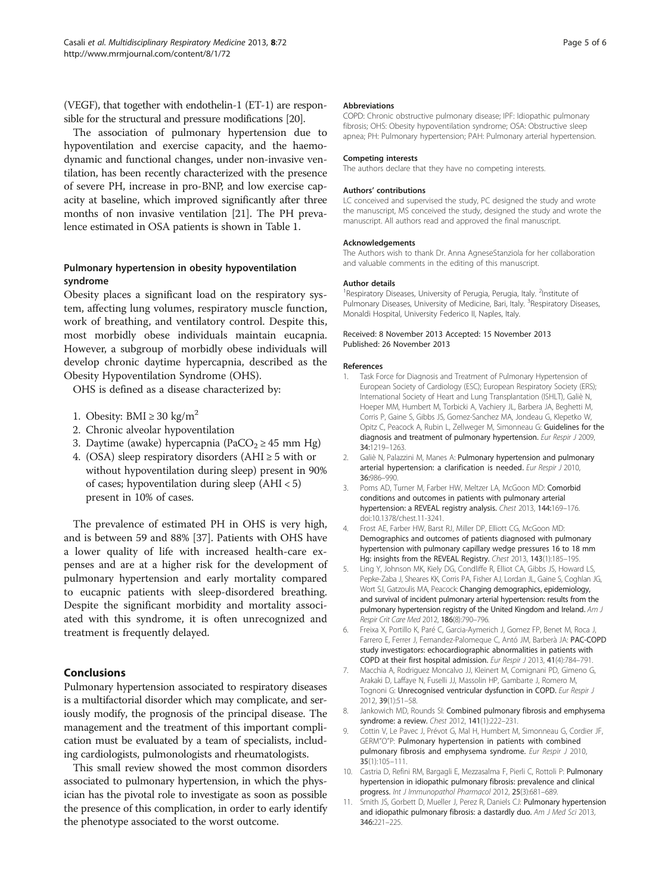(VEGF), that together with endothelin-1 (ET-1) are responsible for the structural and pressure modifications [20].

The association of pulmonary hypertension due to hypoventilation and exercise capacity, and the haemodynamic and functional changes, under non-invasive ventilation, has been recently characterized with the presence of severe PH, increase in pro-BNP, and low exercise capacity at baseline, which improved significantly after three months of non invasive ventilation [21]. The PH prevalence estimated in OSA patients is shown in Table 1.

### Pulmonary hypertension in obesity hypoventilation syndrome

Obesity places a significant load on the respiratory system, affecting lung volumes, respiratory muscle function, work of breathing, and ventilatory control. Despite this, most morbidly obese individuals maintain eucapnia. However, a subgroup of morbidly obese individuals will develop chronic daytime hypercapnia, described as the Obesity Hypoventilation Syndrome (OHS).

OHS is defined as a disease characterized by:

1. Obesity: BMI ≥ 30 kg/m$^2$
2. Chronic alveolar hypoventilation
3. Daytime (awake) hypercapnia ($PaCO_2$ ≥ 45 mm Hg)
4. (OSA) sleep respiratory disorders (AHI ≥ 5 with or without hypoventilation during sleep) present in 90% of cases; hypoventilation during sleep (AHI < 5) present in 10% of cases.

The prevalence of estimated PH in OHS is very high, and is between 59 and 88% [37]. Patients with OHS have a lower quality of life with increased health-care expenses and are at a higher risk for the development of pulmonary hypertension and early mortality compared to eucapnic patients with sleep-disordered breathing. Despite the significant morbidity and mortality associated with this syndrome, it is often unrecognized and treatment is frequently delayed.

## Conclusions

Pulmonary hypertension associated to respiratory diseases is a multifactorial disorder which may complicate, and seriously modify, the prognosis of the principal disease. The management and the treatment of this important complication must be evaluated by a team of specialists, including cardiologists, pulmonologists and rheumatologists.

This small review showed the most common disorders associated to pulmonary hypertension, in which the physician has the pivotal role to investigate as soon as possible the presence of this complication, in order to early identify the phenotype associated to the worst outcome.

#### Abbreviations

COPD: Chronic obstructive pulmonary disease; IPF: Idiopathic pulmonary fibrosis; OHS: Obesity hypoventilation syndrome; OSA: Obstructive sleep apnea; PH: Pulmonary hypertension; PAH: Pulmonary arterial hypertension.

#### Competing interests

The authors declare that they have no competing interests.

#### Authors' contributions

LC conceived and supervised the study, PC designed the study and wrote the manuscript, MS conceived the study, designed the study and wrote the manuscript. All authors read and approved the final manuscript.

#### Acknowledgements

The Authors wish to thank Dr. Anna AgneseStanziola for her collaboration and valuable comments in the editing of this manuscript.

#### Author details

[1]Respiratory Diseases, University of Perugia, Perugia, Italy. [2]Institute of Pulmonary Diseases, University of Medicine, Bari, Italy. [3]Respiratory Diseases, Monaldi Hospital, University Federico II, Naples, Italy.

Received: 8 November 2013 Accepted: 15 November 2013
Published: 26 November 2013

#### References

1. Task Force for Diagnosis and Treatment of Pulmonary Hypertension of European Society of Cardiology (ESC); European Respiratory Society (ERS); International Society of Heart and Lung Transplantation (ISHLT), Galiè N, Hoeper MM, Humbert M, Torbicki A, Vachiery JL, Barbera JA, Beghetti M, Corris P, Gaine S, Gibbs JS, Gomez-Sanchez MA, Jondeau G, Klepetko W, Opitz C, Peacock A, Rubin L, Zellweger M, Simonneau G: **Guidelines for the diagnosis and treatment of pulmonary hypertension.** *Eur Respir J* 2009, **34:**1219–1263.
2. Galiè N, Palazzini M, Manes A: **Pulmonary hypertension and pulmonary arterial hypertension: a clarification is needed.** *Eur Respir J* 2010, **36:**986–990.
3. Poms AD, Turner M, Farber HW, Meltzer LA, McGoon MD: **Comorbid conditions and outcomes in patients with pulmonary arterial hypertension: a REVEAL registry analysis.** *Chest* 2013, **144:**169–176. doi:10.1378/chest.11-3241.
4. Frost AE, Farber HW, Barst RJ, Miller DP, Elliott CG, McGoon MD: **Demographics and outcomes of patients diagnosed with pulmonary hypertension with pulmonary capillary wedge pressures 16 to 18 mm Hg: insights from the REVEAL Registry.** *Chest* 2013, **143**(1):185–195.
5. Ling Y, Johnson MK, Kiely DG, Condliffe R, Elliot CA, Gibbs JS, Howard LS, Pepke-Zaba J, Sheares KK, Corris PA, Fisher AJ, Lordan JL, Gaine S, Coghlan JG, Wort SJ, Gatzoulis MA, Peacock: **Changing demographics, epidemiology, and survival of incident pulmonary arterial hypertension: results from the pulmonary hypertension registry of the United Kingdom and Ireland.** *Am J Respir Crit Care Med* 2012, **186**(8):790–796.
6. Freixa X, Portillo K, Paré C, Garcia-Aymerich J, Gomez FP, Benet M, Roca J, Farrero E, Ferrer J, Fernandez-Palomeque C, Antó JM, Barberà JA: **PAC-COPD study investigators: echocardiographic abnormalities in patients with COPD at their first hospital admission.** *Eur Respir J* 2013, **41**(4):784–791.
7. Macchia A, Rodriguez Moncalvo JJ, Kleinert M, Comignani PD, Gimeno G, Arakaki D, Laffaye N, Fuselli JJ, Massolin HP, Gambarte J, Romero M, Tognoni G: **Unrecognised ventricular dysfunction in COPD.** *Eur Respir J* 2012, **39**(1):51–58.
8. Jankowich MD, Rounds SI: **Combined pulmonary fibrosis and emphysema syndrome: a review.** *Chest* 2012, **141**(1):222–231.
9. Cottin V, Le Pavec J, Prévot G, Mal H, Humbert M, Simonneau G, Cordier JF, GERM"O"P: **Pulmonary hypertension in patients with combined pulmonary fibrosis and emphysema syndrome.** *Eur Respir J* 2010, **35**(1):105–111.
10. Castria D, Refini RM, Bargagli E, Mezzasalma F, Pierli C, Rottoli P: **Pulmonary hypertension in idiopathic pulmonary fibrosis: prevalence and clinical progress.** *Int J Immunopathol Pharmacol* 2012, **25**(3):681–689.
11. Smith JS, Gorbett D, Mueller J, Perez R, Daniels CJ: **Pulmonary hypertension and idiopathic pulmonary fibrosis: a dastardly duo.** *Am J Med Sci* 2013, **346:**221–225.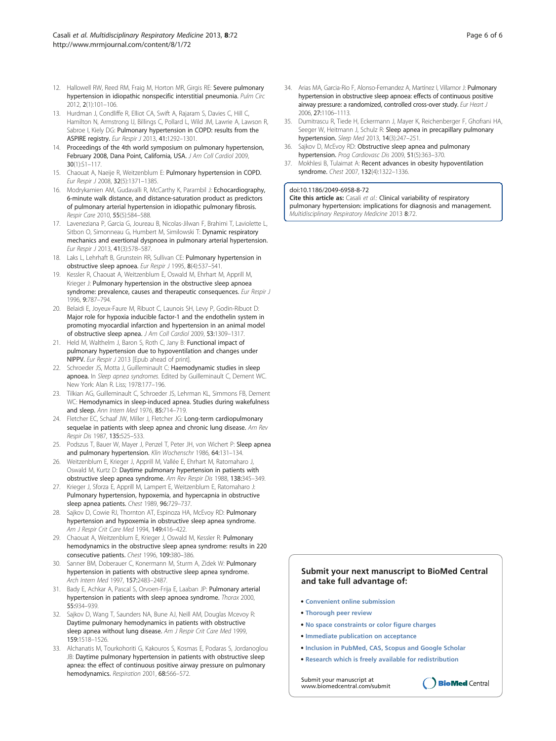12. Hallowell RW, Reed RM, Fraig M, Horton MR, Girgis RE: **Severe pulmonary hypertension in idiopathic nonspecific interstitial pneumonia.** *Pulm Circ* 2012, **2**(1):101–106.
13. Hurdman J, Condliffe R, Elliot CA, Swift A, Rajaram S, Davies C, Hill C, Hamilton N, Armstrong IJ, Billings C, Pollard L, Wild JM, Lawrie A, Lawson R, Sabroe I, Kiely DG: **Pulmonary hypertension in COPD: results from the ASPIRE registry.** *Eur Respir J* 2013, **41**:1292–1301.
14. **Proceedings of the 4th world symposium on pulmonary hypertension, February 2008, Dana Point, California, USA.** *J Am Coll Cardiol* 2009, **30**(1):S1–117.
15. Chaouat A, Naeije R, Weitzenblum E: **Pulmonary hypertension in COPD.** *Eur Respir J* 2008, **32**(5):1371–1385.
16. Modrykamien AM, Gudavalli R, McCarthy K, Parambil J: **Echocardiography, 6-minute walk distance, and distance-saturation product as predictors of pulmonary arterial hypertension in idiopathic pulmonary fibrosis.** *Respir Care* 2010, **55**(5):584–588.
17. Laveneziana P, Garcia G, Joureau B, Nicolas-Jilwan F, Brahimi T, Laviolette L, Sitbon O, Simonneau G, Humbert M, Similowski T: **Dynamic respiratory mechanics and exertional dyspnoea in pulmonary arterial hypertension.** *Eur Respir J* 2013, **41**(3):578–587.
18. Laks L, Lehrhaft B, Grunstein RR, Sullivan CE: **Pulmonary hypertension in obstructive sleep apnoea.** *Eur Respir J* 1995, **8**(4):537–541.
19. Kessler R, Chaouat A, Weitzenblum E, Oswald M, Ehrhart M, Apprill M, Krieger J: **Pulmonary hypertension in the obstructive sleep apnoea syndrome: prevalence, causes and therapeutic consequences.** *Eur Respir J* 1996, **9**:787–794.
20. Belaidi E, Joyeux-Faure M, Ribuot C, Launois SH, Levy P, Godin-Ribuot D: **Major role for hypoxia inducible factor-1 and the endothelin system in promoting myocardial infarction and hypertension in an animal model of obstructive sleep apnea.** *J Am Coll Cardiol* 2009, **53**:1309–1317.
21. Held M, Walthelm J, Baron S, Roth C, Jany B: **Functional impact of pulmonary hypertension due to hypoventilation and changes under NIPPV.** *Eur Respir J* 2013 [Epub ahead of print].
22. Schroeder JS, Motta J, Guilleminault C: **Haemodynamic studies in sleep apnoea.** In *Sleep apnea syndromes.* Edited by Guilleminault C, Dement WC. New York: Alan R. Liss; 1978:177–196.
23. Tilkian AG, Guilleminault C, Schroeder JS, Lehrman KL, Simmons FB, Dement WC: **Hemodynamics in sleep-induced apnea. Studies during wakefulness and sleep.** *Ann Intern Med* 1976, **85**:714–719.
24. Fletcher EC, Schaaf JW, Miller J, Fletcher JG: **Long-term cardiopulmonary sequelae in patients with sleep apnea and chronic lung disease.** *Am Rev Respir Dis* 1987, **135**:525–533.
25. Podszus T, Bauer W, Mayer J, Penzel T, Peter JH, von Wichert P: **Sleep apnea and pulmonary hypertension.** *Klin Wochenschr* 1986, **64**:131–134.
26. Weitzenblum E, Krieger J, Apprill M, Vallée E, Ehrhart M, Ratomaharo J, Oswald M, Kurtz D: **Daytime pulmonary hypertension in patients with obstructive sleep apnea syndrome.** *Am Rev Respir Dis* 1988, **138**:345–349.
27. Krieger J, Sforza E, Apprill M, Lampert E, Weitzenblum E, Ratomaharo J: **Pulmonary hypertension, hypoxemia, and hypercapnia in obstructive sleep apnea patients.** *Chest* 1989, **96**:729–737.
28. Sajkov D, Cowie RJ, Thornton AT, Espinoza HA, McEvoy RD: **Pulmonary hypertension and hypoxemia in obstructive sleep apnea syndrome.** *Am J Respir Crit Care Med* 1994, **149**:416–422.
29. Chaouat A, Weitzenblum E, Krieger J, Oswald M, Kessler R: **Pulmonary hemodynamics in the obstructive sleep apnea syndrome: results in 220 consecutive patients.** *Chest* 1996, **109**:380–386.
30. Sanner BM, Doberauer C, Konermann M, Sturm A, Zidek W: **Pulmonary hypertension in patients with obstructive sleep apnea syndrome.** *Arch Intern Med* 1997, **157**:2483–2487.
31. Bady E, Achkar A, Pascal S, Orvoen-Frija E, Laaban JP: **Pulmonary arterial hypertension in patients with sleep apnoea syndrome.** *Thorax* 2000, **55**:934–939.
32. Sajkov D, Wang T, Saunders NA, Bune AJ, Neill AM, Douglas Mcevoy R: **Daytime pulmonary hemodynamics in patients with obstructive sleep apnea without lung disease.** *Am J Respir Crit Care Med* 1999, **159**:1518–1526.
33. Alchanatis M, Tourkohoriti G, Kakouros S, Kosmas E, Podaras S, Jordanoglou JB: **Daytime pulmonary hypertension in patients with obstructive sleep apnea: the effect of continuous positive airway pressure on pulmonary hemodynamics.** *Respiration* 2001, **68**:566–572.
34. Arias MA, Garcia-Rio F, Alonso-Fernandez A, Martínez I, Villamor J: **Pulmonary hypertension in obstructive sleep apnoea: effects of continuous positive airway pressure: a randomized, controlled cross-over study.** *Eur Heart J* 2006, **27**:1106–1113.
35. Dumitrascu R, Tiede H, Eckermann J, Mayer K, Reichenberger F, Ghofrani HA, Seeger W, Heitmann J, Schulz R: **Sleep apnea in precapillary pulmonary hypertension.** *Sleep Med* 2013, **14**(3):247–251.
36. Sajkov D, McEvoy RD: **Obstructive sleep apnea and pulmonary hypertension.** *Prog Cardiovasc Dis* 2009, **51**(5):363–370.
37. Mokhlesi B, Tulaimat A: **Recent advances in obesity hypoventilation syndrome.** *Chest* 2007, **132**(4):1322–1336.

doi:10.1186/2049-6958-8-72

**Cite this article as:** Casali *et al.*: Clinical variability of respiratory pulmonary hypertension: implications for diagnosis and management. *Multidisciplinary Respiratory Medicine* 2013 **8**:72.

**Submit your next manuscript to BioMed Central and take full advantage of:**

- **Convenient online submission**
- **Thorough peer review**
- **No space constraints or color figure charges**
- **Immediate publication on acceptance**
- **Inclusion in PubMed, CAS, Scopus and Google Scholar**
- **Research which is freely available for redistribution**

Submit your manuscript at
www.biomedcentral.com/submit

BioMed Central